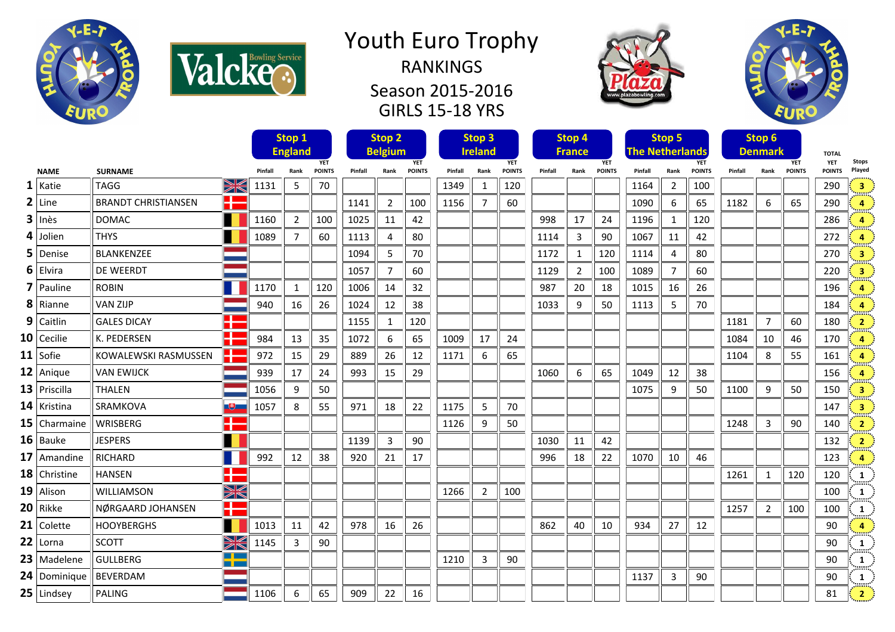# Youth Euro Trophy

## RANKINGS

## Season 2015-2016

## GIRLS 15-18 YRS

| | NAME | SURNAME | Stop 1 England Pinfall | Rank | YET POINTS | Stop 2 Belgium Pinfall | Rank | YET POINTS | Stop 3 Ireland Pinfall | Rank | YET POINTS | Stop 4 France Pinfall | Rank | YET POINTS | Stop 5 The Netherlands Pinfall | Rank | YET POINTS | Stop 6 Denmark Pinfall | Rank | YET POINTS | TOTAL YET POINTS | Stops Played |
|---|---|---|---|---|---|---|---|---|---|---|---|---|---|---|---|---|---|---|---|---|---|---|
| 1 | Katie | TAGG | 1131 | 5 | 70 | | | | 1349 | 1 | 120 | | | | 1164 | 2 | 100 | | | | 290 | 3 |
| 2 | Line | BRANDT CHRISTIANSEN | | | | 1141 | 2 | 100 | 1156 | 7 | 60 | | | | 1090 | 6 | 65 | 1182 | 6 | 65 | 290 | 4 |
| 3 | Inès | DOMAC | 1160 | 2 | 100 | 1025 | 11 | 42 | | | | 998 | 17 | 24 | 1196 | 1 | 120 | | | | 286 | 4 |
| 4 | Jolien | THYS | 1089 | 7 | 60 | 1113 | 4 | 80 | | | | 1114 | 3 | 90 | 1067 | 11 | 42 | | | | 272 | 4 |
| 5 | Denise | BLANKENZEE | | | | 1094 | 5 | 70 | | | | 1172 | 1 | 120 | 1114 | 4 | 80 | | | | 270 | 3 |
| 6 | Elvira | DE WEERDT | | | | 1057 | 7 | 60 | | | | 1129 | 2 | 100 | 1089 | 7 | 60 | | | | 220 | 3 |
| 7 | Pauline | ROBIN | 1170 | 1 | 120 | 1006 | 14 | 32 | | | | 987 | 20 | 18 | 1015 | 16 | 26 | | | | 196 | 4 |
| 8 | Rianne | VAN ZIJP | 940 | 16 | 26 | 1024 | 12 | 38 | | | | 1033 | 9 | 50 | 1113 | 5 | 70 | | | | 184 | 4 |
| 9 | Caitlin | GALES DICAY | | | | 1155 | 1 | 120 | | | | | | | | | | 1181 | 7 | 60 | 180 | 2 |
| 10 | Cecilie | K. PEDERSEN | 984 | 13 | 35 | 1072 | 6 | 65 | 1009 | 17 | 24 | | | | | | | 1084 | 10 | 46 | 170 | 4 |
| 11 | Sofie | KOWALEWSKI RASMUSSEN | 972 | 15 | 29 | 889 | 26 | 12 | 1171 | 6 | 65 | | | | | | | 1104 | 8 | 55 | 161 | 4 |
| 12 | Anique | VAN EWIJCK | 939 | 17 | 24 | 993 | 15 | 29 | | | | 1060 | 6 | 65 | 1049 | 12 | 38 | | | | 156 | 4 |
| 13 | Priscilla | THALEN | 1056 | 9 | 50 | | | | | | | | | | 1075 | 9 | 50 | 1100 | 9 | 50 | 150 | 3 |
| 14 | Kristina | SRAMKOVA | 1057 | 8 | 55 | 971 | 18 | 22 | 1175 | 5 | 70 | | | | | | | | | | 147 | 3 |
| 15 | Charmaine | WRISBERG | | | | | | | 1126 | 9 | 50 | | | | | | | 1248 | 3 | 90 | 140 | 2 |
| 16 | Bauke | JESPERS | | | | 1139 | 3 | 90 | | | | 1030 | 11 | 42 | | | | | | | 132 | 2 |
| 17 | Amandine | RICHARD | 992 | 12 | 38 | 920 | 21 | 17 | | | | 996 | 18 | 22 | 1070 | 10 | 46 | | | | 123 | 4 |
| 18 | Christine | HANSEN | | | | | | | | | | | | | | | | 1261 | 1 | 120 | 120 | 1 |
| 19 | Alison | WILLIAMSON | | | | | | | 1266 | 2 | 100 | | | | | | | | | | 100 | 1 |
| 20 | Rikke | NØRGAARD JOHANSEN | | | | | | | | | | | | | | | | 1257 | 2 | 100 | 100 | 1 |
| 21 | Colette | HOOYBERGHS | 1013 | 11 | 42 | 978 | 16 | 26 | | | | 862 | 40 | 10 | 934 | 27 | 12 | | | | 90 | 4 |
| 22 | Lorna | SCOTT | 1145 | 3 | 90 | | | | | | | | | | | | | | | | 90 | 1 |
| 23 | Madelene | GULLBERG | | | | | | | 1210 | 3 | 90 | | | | | | | | | | 90 | 1 |
| 24 | Dominique | BEVERDAM | | | | | | | | | | | | | 1137 | 3 | 90 | | | | 90 | 1 |
| 25 | Lindsey | PALING | 1106 | 6 | 65 | 909 | 22 | 16 | | | | | | | | | | | | | 81 | 2 |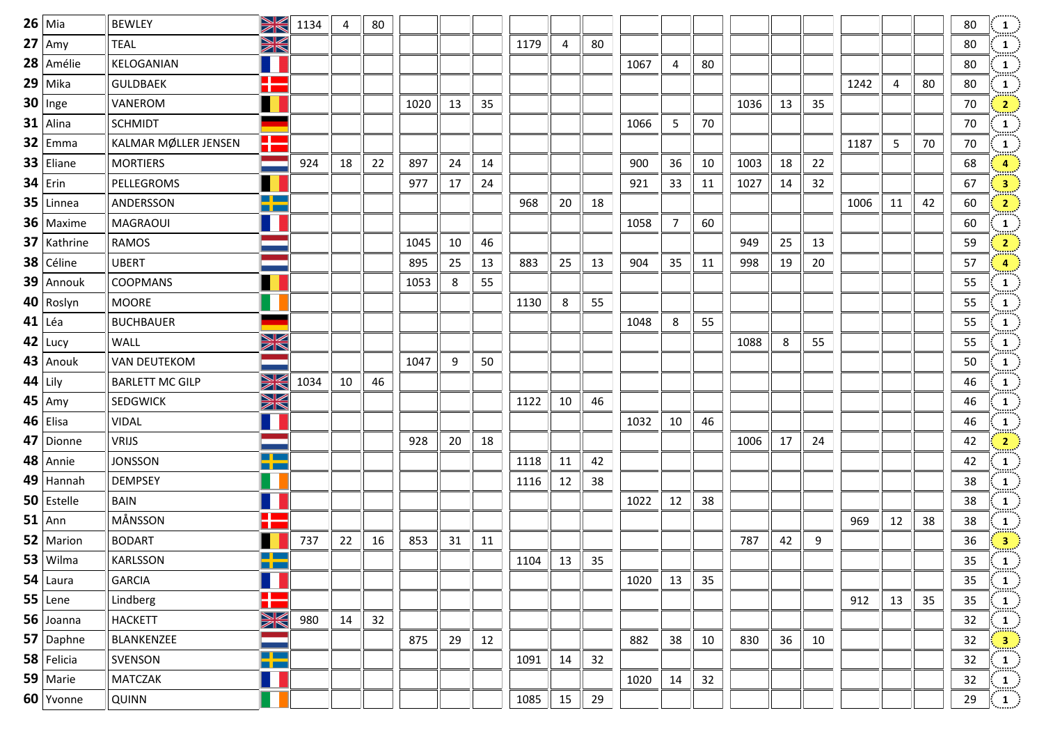| | | | | | | | | | | | | | | | | | | | | | |
|---|---|---|---|---|---|---|---|---|---|---|---|---|---|---|---|---|---|---|---|---|---|
| 26 | Mia | BEWLEY | 1134 | 4 | 80 | | | | | | | | | | | | | | | | 80 | 1 |
| 27 | Amy | TEAL | | | | | | | 1179 | 4 | 80 | | | | | | | | | | 80 | 1 |
| 28 | Amélie | KELOGANIAN | | | | | | | | | | 1067 | 4 | 80 | | | | | | | 80 | 1 |
| 29 | Mika | GULDBAEK | | | | | | | | | | | | | | | | 1242 | 4 | 80 | 80 | 1 |
| 30 | Inge | VANEROM | | | | 1020 | 13 | 35 | | | | | | | 1036 | 13 | 35 | | | | 70 | 2 |
| 31 | Alina | SCHMIDT | | | | | | | | | | 1066 | 5 | 70 | | | | | | | 70 | 1 |
| 32 | Emma | KALMAR MØLLER JENSEN | | | | | | | | | | | | | | | | 1187 | 5 | 70 | 70 | 1 |
| 33 | Eliane | MORTIERS | 924 | 18 | 22 | 897 | 24 | 14 | | | | 900 | 36 | 10 | 1003 | 18 | 22 | | | | 68 | 4 |
| 34 | Erin | PELLEGROMS | | | | 977 | 17 | 24 | | | | 921 | 33 | 11 | 1027 | 14 | 32 | | | | 67 | 3 |
| 35 | Linnea | ANDERSSON | | | | | | | 968 | 20 | 18 | | | | | | | 1006 | 11 | 42 | 60 | 2 |
| 36 | Maxime | MAGRAOUI | | | | | | | | | | 1058 | 7 | 60 | | | | | | | 60 | 1 |
| 37 | Kathrine | RAMOS | | | | 1045 | 10 | 46 | | | | | | | 949 | 25 | 13 | | | | 59 | 2 |
| 38 | Céline | UBERT | | | | 895 | 25 | 13 | 883 | 25 | 13 | 904 | 35 | 11 | 998 | 19 | 20 | | | | 57 | 4 |
| 39 | Annouk | COOPMANS | | | | 1053 | 8 | 55 | | | | | | | | | | | | | 55 | 1 |
| 40 | Roslyn | MOORE | | | | | | | 1130 | 8 | 55 | | | | | | | | | | 55 | 1 |
| 41 | Léa | BUCHBAUER | | | | | | | | | | 1048 | 8 | 55 | | | | | | | 55 | 1 |
| 42 | Lucy | WALL | | | | | | | | | | | | | 1088 | 8 | 55 | | | | 55 | 1 |
| 43 | Anouk | VAN DEUTEKOM | | | | 1047 | 9 | 50 | | | | | | | | | | | | | 50 | 1 |
| 44 | Lily | BARLETT MC GILP | 1034 | 10 | 46 | | | | | | | | | | | | | | | | 46 | 1 |
| 45 | Amy | SEDGWICK | | | | | | | 1122 | 10 | 46 | | | | | | | | | | 46 | 1 |
| 46 | Elisa | VIDAL | | | | | | | | | | 1032 | 10 | 46 | | | | | | | 46 | 1 |
| 47 | Dionne | VRIJS | | | | 928 | 20 | 18 | | | | | | | 1006 | 17 | 24 | | | | 42 | 2 |
| 48 | Annie | JONSSON | | | | | | | 1118 | 11 | 42 | | | | | | | | | | 42 | 1 |
| 49 | Hannah | DEMPSEY | | | | | | | 1116 | 12 | 38 | | | | | | | | | | 38 | 1 |
| 50 | Estelle | BAIN | | | | | | | | | | 1022 | 12 | 38 | | | | | | | 38 | 1 |
| 51 | Ann | MÅNSSON | | | | | | | | | | | | | | | | 969 | 12 | 38 | 38 | 1 |
| 52 | Marion | BODART | 737 | 22 | 16 | 853 | 31 | 11 | | | | | | | 787 | 42 | 9 | | | | 36 | 3 |
| 53 | Wilma | KARLSSON | | | | | | | 1104 | 13 | 35 | | | | | | | | | | 35 | 1 |
| 54 | Laura | GARCIA | | | | | | | | | | 1020 | 13 | 35 | | | | | | | 35 | 1 |
| 55 | Lene | Lindberg | | | | | | | | | | | | | | | | 912 | 13 | 35 | 35 | 1 |
| 56 | Joanna | HACKETT | 980 | 14 | 32 | | | | | | | | | | | | | | | | 32 | 1 |
| 57 | Daphne | BLANKENZEE | | | | 875 | 29 | 12 | | | | 882 | 38 | 10 | 830 | 36 | 10 | | | | 32 | 3 |
| 58 | Felicia | SVENSON | | | | | | | 1091 | 14 | 32 | | | | | | | | | | 32 | 1 |
| 59 | Marie | MATCZAK | | | | | | | | | | 1020 | 14 | 32 | | | | | | | 32 | 1 |
| 60 | Yvonne | QUINN | | | | | | | 1085 | 15 | 29 | | | | | | | | | | 29 | 1 |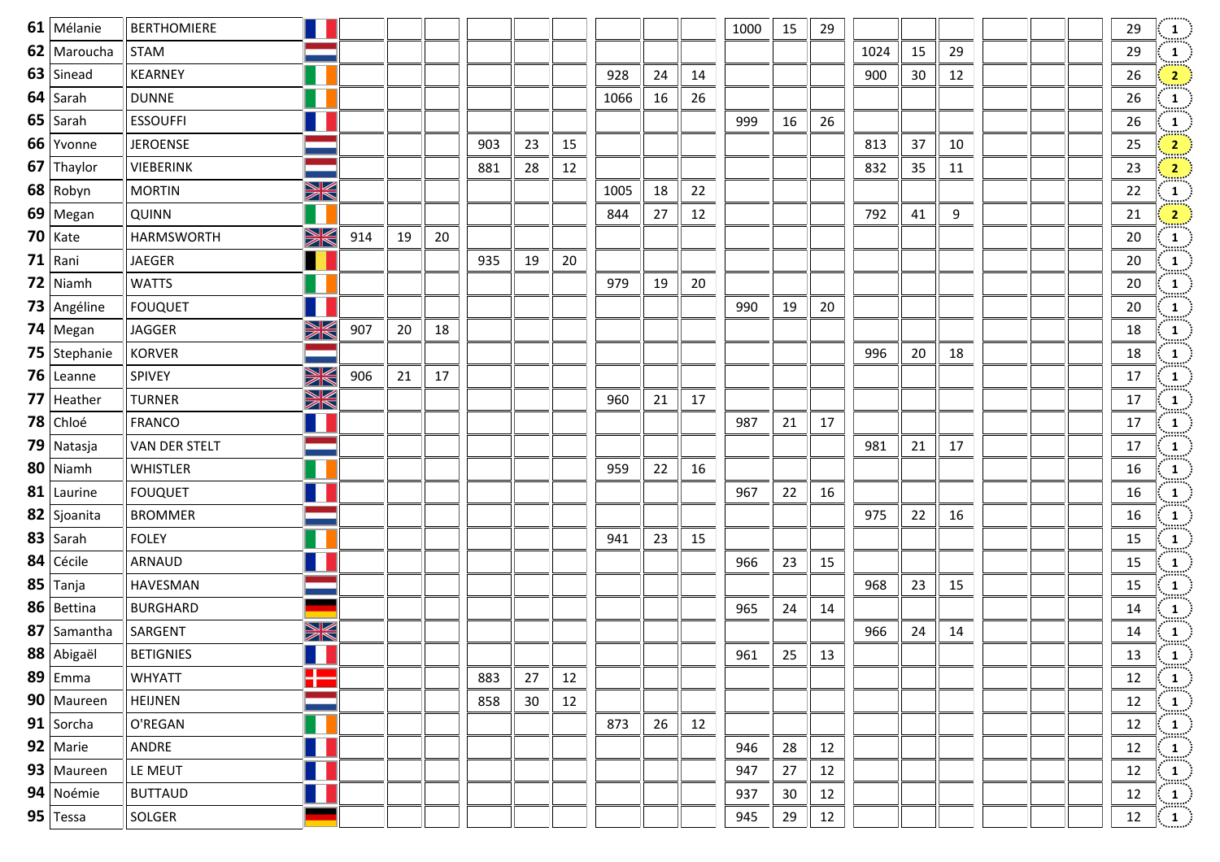| | | | | | | | | | | | | | | | | | | | | | | |
|---|---|---|---|---|---|---|---|---|---|---|---|---|---|---|---|---|---|---|---|---|---|---|
| **61** | Mélanie | BERTHOMIERE | | | | | | | | | | 1000 | 15 | 29 | | | | | | | 29 | 1 |
| **62** | Maroucha | STAM | | | | | | | | | | | | | 1024 | 15 | 29 | | | | 29 | 1 |
| **63** | Sinead | KEARNEY | | | | | | | 928 | 24 | 14 | | | | 900 | 30 | 12 | | | | 26 | 2 |
| **64** | Sarah | DUNNE | | | | | | | 1066 | 16 | 26 | | | | | | | | | | 26 | 1 |
| **65** | Sarah | ESSOUFFI | | | | | | | | | | 999 | 16 | 26 | | | | | | | 26 | 1 |
| **66** | Yvonne | JEROENSE | | | | 903 | 23 | 15 | | | | | | | 813 | 37 | 10 | | | | 25 | 2 |
| **67** | Thaylor | VIEBERINK | | | | 881 | 28 | 12 | | | | | | | 832 | 35 | 11 | | | | 23 | 2 |
| **68** | Robyn | MORTIN | | | | | | | 1005 | 18 | 22 | | | | | | | | | | 22 | 1 |
| **69** | Megan | QUINN | | | | | | | 844 | 27 | 12 | | | | 792 | 41 | 9 | | | | 21 | 2 |
| **70** | Kate | HARMSWORTH | 914 | 19 | 20 | | | | | | | | | | | | | | | | 20 | 1 |
| **71** | Rani | JAEGER | | | | 935 | 19 | 20 | | | | | | | | | | | | | 20 | 1 |
| **72** | Niamh | WATTS | | | | | | | 979 | 19 | 20 | | | | | | | | | | 20 | 1 |
| **73** | Angéline | FOUQUET | | | | | | | | | | 990 | 19 | 20 | | | | | | | 20 | 1 |
| **74** | Megan | JAGGER | 907 | 20 | 18 | | | | | | | | | | | | | | | | 18 | 1 |
| **75** | Stephanie | KORVER | | | | | | | | | | | | | 996 | 20 | 18 | | | | 18 | 1 |
| **76** | Leanne | SPIVEY | 906 | 21 | 17 | | | | | | | | | | | | | | | | 17 | 1 |
| **77** | Heather | TURNER | | | | | | | 960 | 21 | 17 | | | | | | | | | | 17 | 1 |
| **78** | Chloé | FRANCO | | | | | | | | | | 987 | 21 | 17 | | | | | | | 17 | 1 |
| **79** | Natasja | VAN DER STELT | | | | | | | | | | | | | 981 | 21 | 17 | | | | 17 | 1 |
| **80** | Niamh | WHISTLER | | | | | | | 959 | 22 | 16 | | | | | | | | | | 16 | 1 |
| **81** | Laurine | FOUQUET | | | | | | | | | | 967 | 22 | 16 | | | | | | | 16 | 1 |
| **82** | Sjoanita | BROMMER | | | | | | | | | | | | | 975 | 22 | 16 | | | | 16 | 1 |
| **83** | Sarah | FOLEY | | | | | | | 941 | 23 | 15 | | | | | | | | | | 15 | 1 |
| **84** | Cécile | ARNAUD | | | | | | | | | | 966 | 23 | 15 | | | | | | | 15 | 1 |
| **85** | Tanja | HAVESMAN | | | | | | | | | | | | | 968 | 23 | 15 | | | | 15 | 1 |
| **86** | Bettina | BURGHARD | | | | | | | | | | 965 | 24 | 14 | | | | | | | 14 | 1 |
| **87** | Samantha | SARGENT | | | | | | | | | | | | | 966 | 24 | 14 | | | | 14 | 1 |
| **88** | Abigaël | BETIGNIES | | | | | | | | | | 961 | 25 | 13 | | | | | | | 13 | 1 |
| **89** | Emma | WHYATT | | | | 883 | 27 | 12 | | | | | | | | | | | | | 12 | 1 |
| **90** | Maureen | HEIJNEN | | | | 858 | 30 | 12 | | | | | | | | | | | | | 12 | 1 |
| **91** | Sorcha | O'REGAN | | | | | | | 873 | 26 | 12 | | | | | | | | | | 12 | 1 |
| **92** | Marie | ANDRE | | | | | | | | | | 946 | 28 | 12 | | | | | | | 12 | 1 |
| **93** | Maureen | LE MEUT | | | | | | | | | | 947 | 27 | 12 | | | | | | | 12 | 1 |
| **94** | Noémie | BUTTAUD | | | | | | | | | | 937 | 30 | 12 | | | | | | | 12 | 1 |
| **95** | Tessa | SOLGER | | | | | | | | | | 945 | 29 | 12 | | | | | | | 12 | 1 |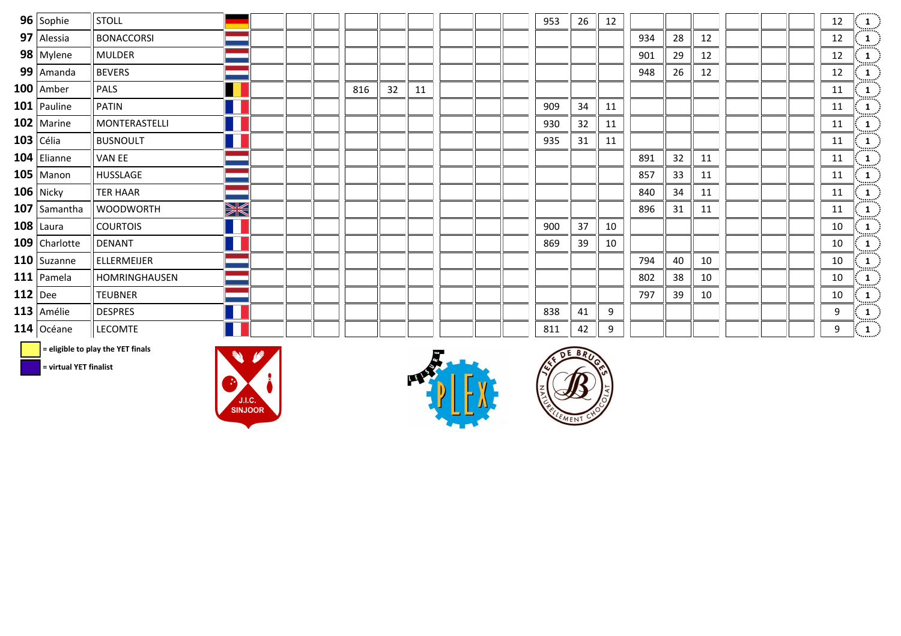| | | | | | | | | | | | | | | | | | | | | | | | |
|---|---|---|---|---|---|---|---|---|---|---|---|---|---|---|---|---|---|---|---|---|---|---|---|
| **96** | Sophie | STOLL | | | | | | | | | | | 953 | 26 | 12 | | | | | | | 12 | 1 |
| **97** | Alessia | BONACCORSI | | | | | | | | | | | | | | 934 | 28 | 12 | | | | 12 | 1 |
| **98** | Mylene | MULDER | | | | | | | | | | | | | | 901 | 29 | 12 | | | | 12 | 1 |
| **99** | Amanda | BEVERS | | | | | | | | | | | | | | 948 | 26 | 12 | | | | 12 | 1 |
| **100** | Amber | PALS | | | | | 816 | 32 | 11 | | | | | | | | | | | | | 11 | 1 |
| **101** | Pauline | PATIN | | | | | | | | | | | 909 | 34 | 11 | | | | | | | 11 | 1 |
| **102** | Marine | MONTERASTELLI | | | | | | | | | | | 930 | 32 | 11 | | | | | | | 11 | 1 |
| **103** | Célia | BUSNOULT | | | | | | | | | | | 935 | 31 | 11 | | | | | | | 11 | 1 |
| **104** | Elianne | VAN EE | | | | | | | | | | | | | | 891 | 32 | 11 | | | | 11 | 1 |
| **105** | Manon | HUSSLAGE | | | | | | | | | | | | | | 857 | 33 | 11 | | | | 11 | 1 |
| **106** | Nicky | TER HAAR | | | | | | | | | | | | | | 840 | 34 | 11 | | | | 11 | 1 |
| **107** | Samantha | WOODWORTH | | | | | | | | | | | | | | 896 | 31 | 11 | | | | 11 | 1 |
| **108** | Laura | COURTOIS | | | | | | | | | | | 900 | 37 | 10 | | | | | | | 10 | 1 |
| **109** | Charlotte | DENANT | | | | | | | | | | | 869 | 39 | 10 | | | | | | | 10 | 1 |
| **110** | Suzanne | ELLERMEIJER | | | | | | | | | | | | | | 794 | 40 | 10 | | | | 10 | 1 |
| **111** | Pamela | HOMRINGHAUSEN | | | | | | | | | | | | | | 802 | 38 | 10 | | | | 10 | 1 |
| **112** | Dee | TEUBNER | | | | | | | | | | | | | | 797 | 39 | 10 | | | | 10 | 1 |
| **113** | Amélie | DESPRES | | | | | | | | | | | 838 | 41 | 9 | | | | | | | 9 | 1 |
| **114** | Océane | LECOMTE | | | | | | | | | | | 811 | 42 | 9 | | | | | | | 9 | 1 |

= eligible to play the YET finals

= virtual YET finalist

J.I.C. SINJOOR